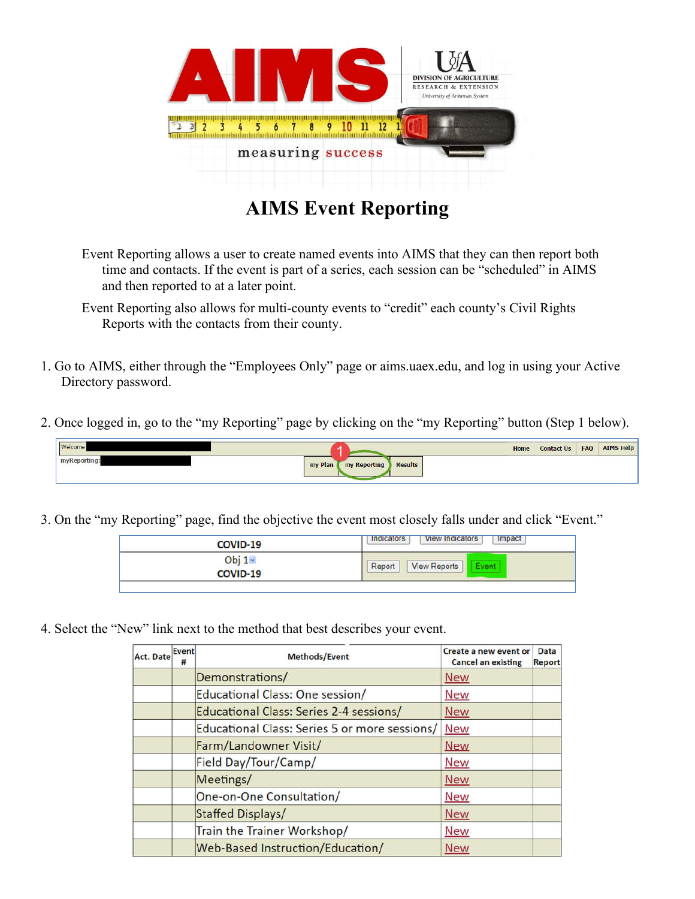# AIMS Event Reporting

Event Reporting allows a user to create named events into AIMS that they can then report both time and contacts. If the event is part of a series, each session can be "scheduled" in AIMS and then reported to at a later point.

Event Reporting also allows for multi-county events to "credit" each county's Civil Rights Reports with the contacts from their county.

1. Go to AIMS, either through the "Employees Only" page or aims.uaex.edu, and log in using your Active Directory password.

2. Once logged in, go to the "my Reporting" page by clicking on the "my Reporting" button (Step 1 below).

3. On the "my Reporting" page, find the objective the event most closely falls under and click "Event."

4. Select the "New" link next to the method that best describes your event.

| Act. Date | Event # | Methods/Event | Create a new event or Cancel an existing | Data Report |
|---|---|---|---|---|
| | | Demonstrations/ | New | |
| | | Educational Class: One session/ | New | |
| | | Educational Class: Series 2-4 sessions/ | New | |
| | | Educational Class: Series 5 or more sessions/ | New | |
| | | Farm/Landowner Visit/ | New | |
| | | Field Day/Tour/Camp/ | New | |
| | | Meetings/ | New | |
| | | One-on-One Consultation/ | New | |
| | | Staffed Displays/ | New | |
| | | Train the Trainer Workshop/ | New | |
| | | Web-Based Instruction/Education/ | New | |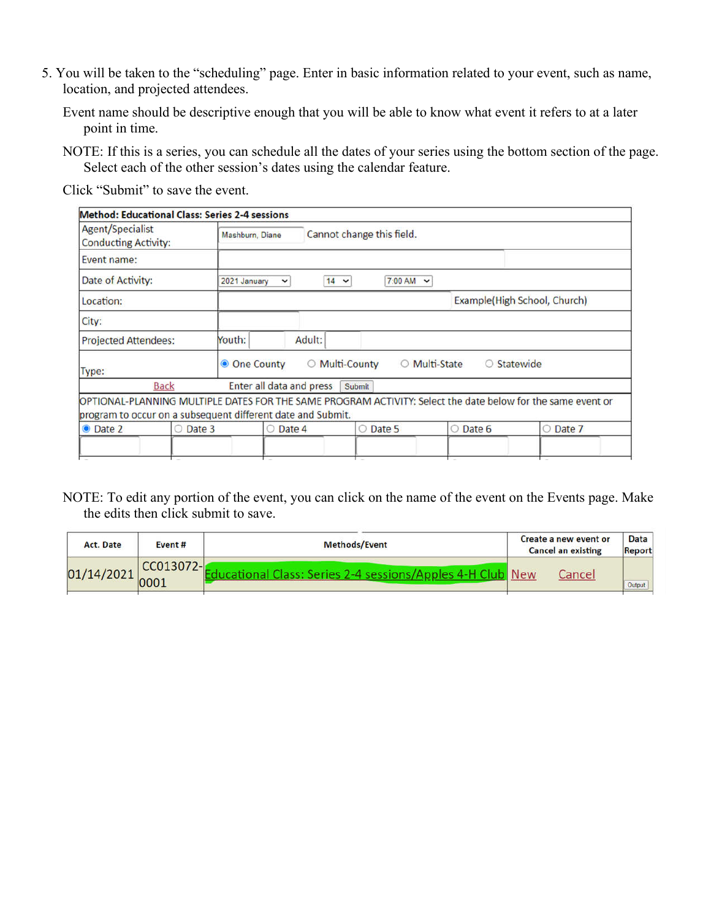5. You will be taken to the "scheduling" page. Enter in basic information related to your event, such as name, location, and projected attendees.

   Event name should be descriptive enough that you will be able to know what event it refers to at a later point in time.

   NOTE: If this is a series, you can schedule all the dates of your series using the bottom section of the page. Select each of the other session's dates using the calendar feature.

   Click "Submit" to save the event.

| Method: Educational Class: Series 2-4 sessions | | | | | |
|---|---|---|---|---|---|
| Agent/Specialist Conducting Activity: | Mashburn, Diane — Cannot change this field. | | | | |
| Event name: | | | | | |
| Date of Activity: | 2021 January — 14 — 7:00 AM | | | | |
| Location: | Example(High School, Church) | | | | |
| City: | | | | | |
| Projected Attendees: | Youth: — Adult: | | | | |
| Type: | ◉ One County ○ Multi-County ○ Multi-State ○ Statewide | | | | |
| Back | Enter all data and press Submit | | | | |
| OPTIONAL-PLANNING MULTIPLE DATES FOR THE SAME PROGRAM ACTIVITY: Select the date below for the same event or program to occur on a subsequent different date and Submit. | | | | | |
| ◉ Date 2 | ○ Date 3 | ○ Date 4 | ○ Date 5 | ○ Date 6 | ○ Date 7 |

NOTE: To edit any portion of the event, you can click on the name of the event on the Events page. Make the edits then click submit to save.

| Act. Date | Event # | Methods/Event | Create a new event or Cancel an existing | Data Report |
|---|---|---|---|---|
| 01/14/2021 | CC013072-0001 | Educational Class: Series 2-4 sessions/Apples 4-H Club | New Cancel | Output |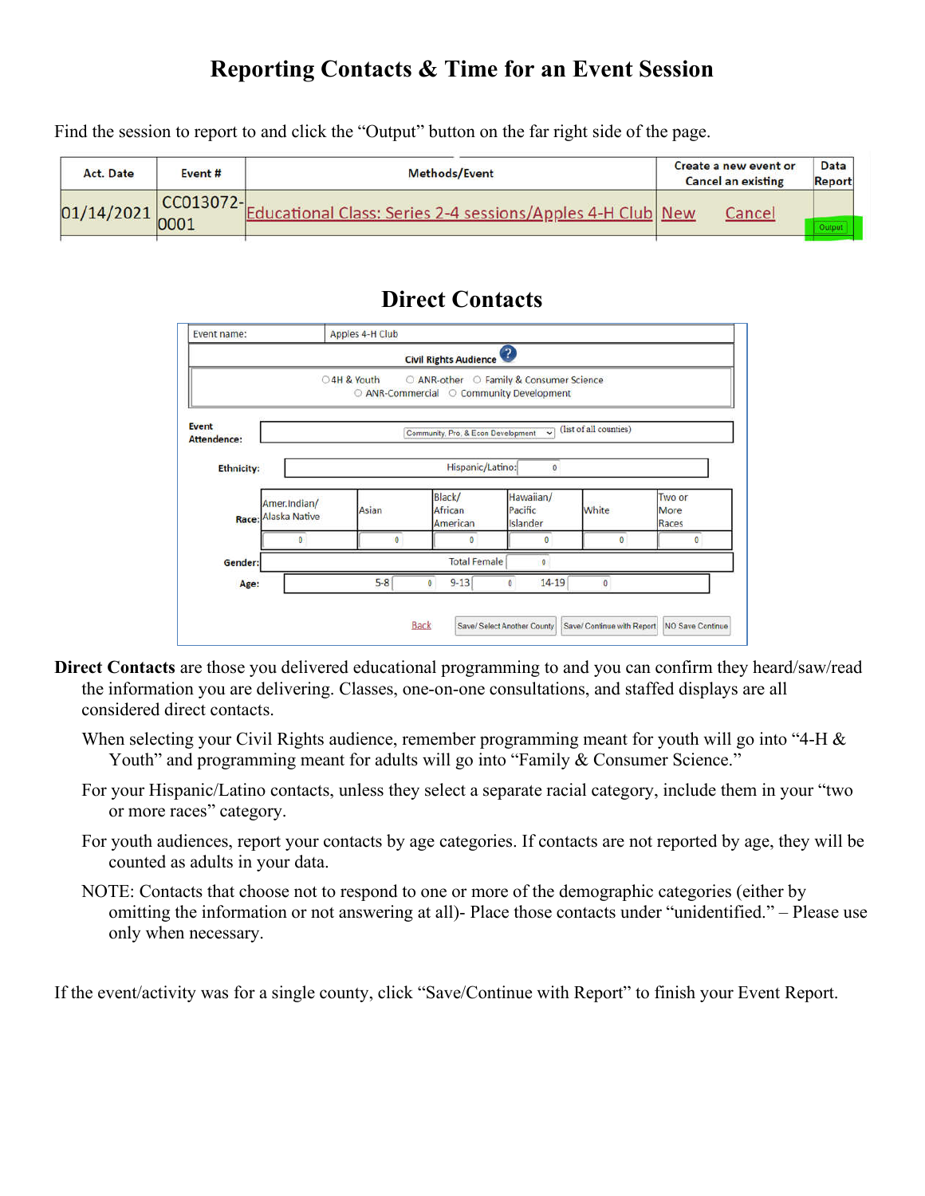# Reporting Contacts & Time for an Event Session

Find the session to report to and click the "Output" button on the far right side of the page.

| Act. Date | Event # | Methods/Event | Create a new event or Cancel an existing | | Data Report |
|---|---|---|---|---|---|
| 01/14/2021 | CC013072-0001 | Educational Class: Series 2-4 sessions/Apples 4-H Club | New | Cancel | Output |

## Direct Contacts

Event name: Apples 4-H Club

Civil Rights Audience

○ 4H & Youth ○ ANR-other ○ Family & Consumer Science
○ ANR-Commercial ○ Community Development

Event Attendence: Community, Pro, & Econ Development (list of all counties)

Ethnicity: Hispanic/Latino: 0

| Race: | Amer.Indian/ Alaska Native | Asian | Black/ African American | Hawaiian/ Pacific Islander | White | Two or More Races |
|---|---|---|---|---|---|---|
| | 0 | 0 | 0 | 0 | 0 | 0 |

Gender: Total Female 0

Age: 5-8 0 9-13 0 14-19 0

Back | Save/ Select Another County | Save/ Continue with Report | NO Save Continue

**Direct Contacts** are those you delivered educational programming to and you can confirm they heard/saw/read the information you are delivering. Classes, one-on-one consultations, and staffed displays are all considered direct contacts.

When selecting your Civil Rights audience, remember programming meant for youth will go into "4-H & Youth" and programming meant for adults will go into "Family & Consumer Science."

For your Hispanic/Latino contacts, unless they select a separate racial category, include them in your "two or more races" category.

For youth audiences, report your contacts by age categories. If contacts are not reported by age, they will be counted as adults in your data.

NOTE: Contacts that choose not to respond to one or more of the demographic categories (either by omitting the information or not answering at all)- Place those contacts under "unidentified." – Please use only when necessary.

If the event/activity was for a single county, click "Save/Continue with Report" to finish your Event Report.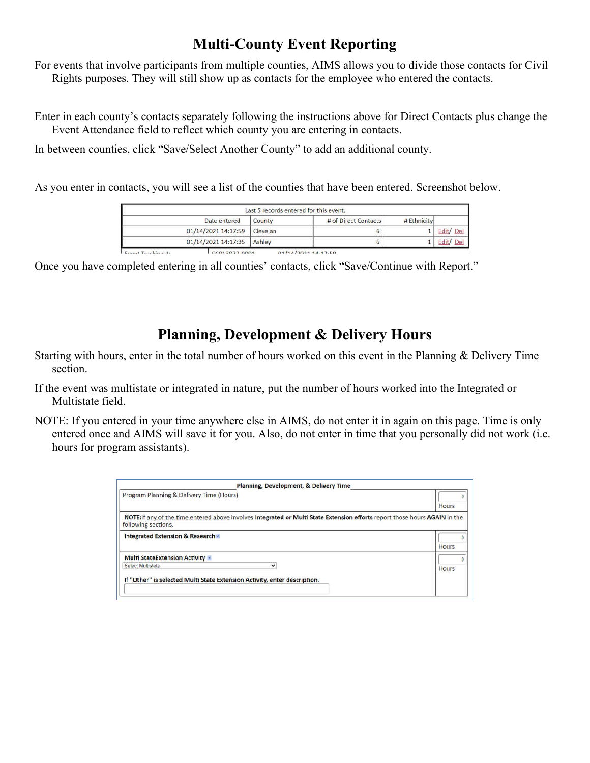# Multi-County Event Reporting

For events that involve participants from multiple counties, AIMS allows you to divide those contacts for Civil Rights purposes. They will still show up as contacts for the employee who entered the contacts.

Enter in each county's contacts separately following the instructions above for Direct Contacts plus change the Event Attendance field to reflect which county you are entering in contacts.

In between counties, click "Save/Select Another County" to add an additional county.

As you enter in contacts, you will see a list of the counties that have been entered. Screenshot below.

| Last 5 records entered for this event. | | | | |
|---|---|---|---|---|
| Date entered | County | # of Direct Contacts | # Ethnicity | |
| 01/14/2021 14:17:59 | Clevelan | 6 | 1 | Edit/ Del |
| 01/14/2021 14:17:35 | Ashley | 6 | 1 | Edit/ Del |

Once you have completed entering in all counties' contacts, click "Save/Continue with Report."

# Planning, Development & Delivery Hours

Starting with hours, enter in the total number of hours worked on this event in the Planning & Delivery Time section.

If the event was multistate or integrated in nature, put the number of hours worked into the Integrated or Multistate field.

NOTE: If you entered in your time anywhere else in AIMS, do not enter it in again on this page. Time is only entered once and AIMS will save it for you. Also, do not enter in time that you personally did not work (i.e. hours for program assistants).

| Planning, Development, & Delivery Time | |
|---|---|
| Program Planning & Delivery Time (Hours) | 0 Hours |
| **NOTE:**If any of the time entered above involves **Integrated or Multi State Extension efforts** report those hours **AGAIN** in the following sections. | |
| **Integrated Extension & Research** | 0 Hours |
| **Multi StateExtension Activity** Select Multistate **If "Other" is selected Multi State Extension Activity, enter description.** | 0 Hours |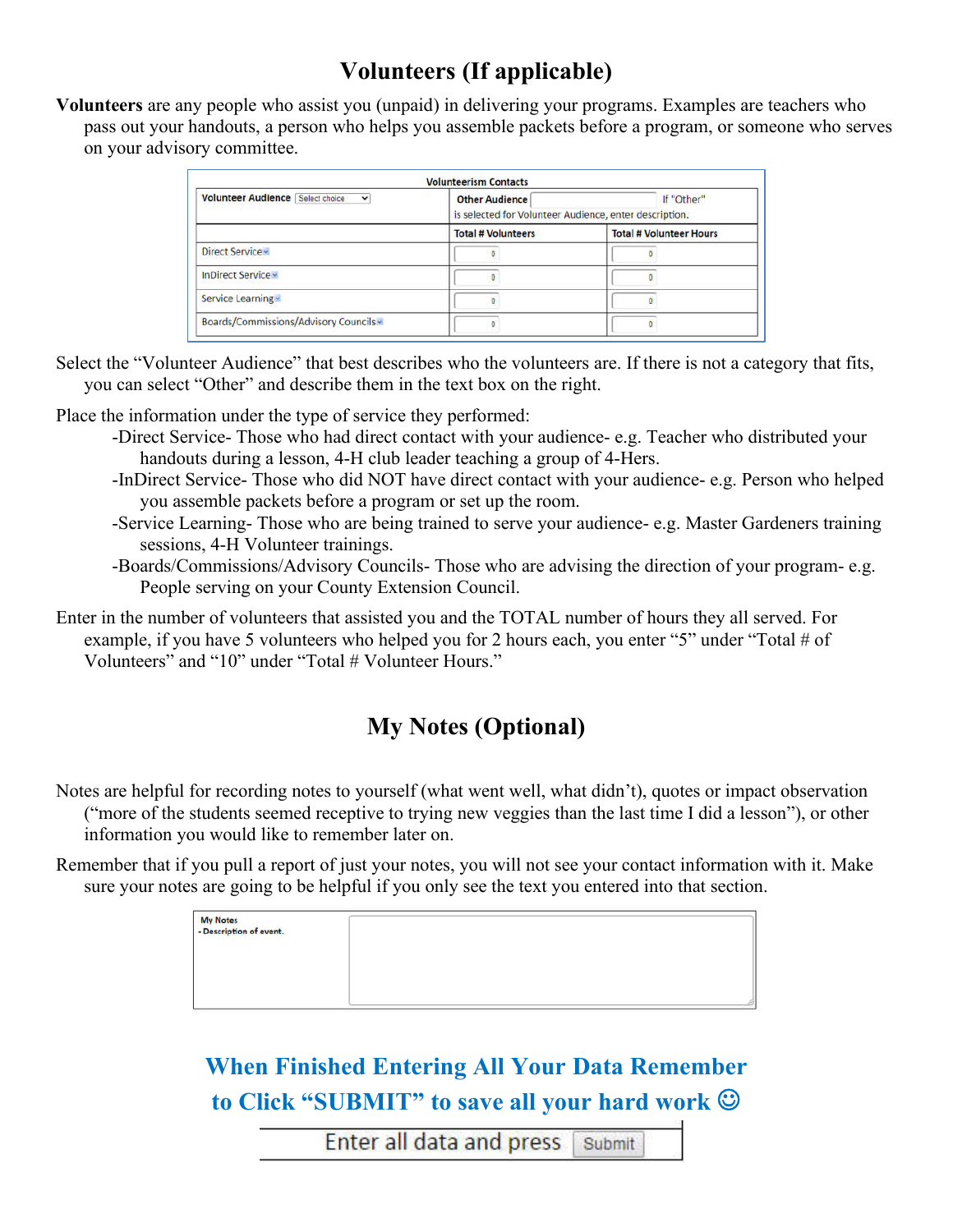## Volunteers (If applicable)

**Volunteers** are any people who assist you (unpaid) in delivering your programs. Examples are teachers who pass out your handouts, a person who helps you assemble packets before a program, or someone who serves on your advisory committee.

| Volunteerism Contacts | | |
|---|---|---|
| Volunteer Audience [Select choice] | Other Audience [ ] If "Other" is selected for Volunteer Audience, enter description. | |
| | Total # Volunteers | Total # Volunteer Hours |
| Direct Service | 0 | 0 |
| InDirect Service | 0 | 0 |
| Service Learning | 0 | 0 |
| Boards/Commissions/Advisory Councils | 0 | 0 |

Select the "Volunteer Audience" that best describes who the volunteers are. If there is not a category that fits, you can select "Other" and describe them in the text box on the right.

Place the information under the type of service they performed:

-Direct Service- Those who had direct contact with your audience- e.g. Teacher who distributed your handouts during a lesson, 4-H club leader teaching a group of 4-Hers.

-InDirect Service- Those who did NOT have direct contact with your audience- e.g. Person who helped you assemble packets before a program or set up the room.

-Service Learning- Those who are being trained to serve your audience- e.g. Master Gardeners training sessions, 4-H Volunteer trainings.

-Boards/Commissions/Advisory Councils- Those who are advising the direction of your program- e.g. People serving on your County Extension Council.

Enter in the number of volunteers that assisted you and the TOTAL number of hours they all served. For example, if you have 5 volunteers who helped you for 2 hours each, you enter "5" under "Total # of Volunteers" and "10" under "Total # Volunteer Hours."

## My Notes (Optional)

Notes are helpful for recording notes to yourself (what went well, what didn't), quotes or impact observation ("more of the students seemed receptive to trying new veggies than the last time I did a lesson"), or other information you would like to remember later on.

Remember that if you pull a report of just your notes, you will not see your contact information with it. Make sure your notes are going to be helpful if you only see the text you entered into that section.

| My Notes - Description of event. | |
|---|---|

**When Finished Entering All Your Data Remember to Click "SUBMIT" to save all your hard work ☺**

Enter all data and press [Submit]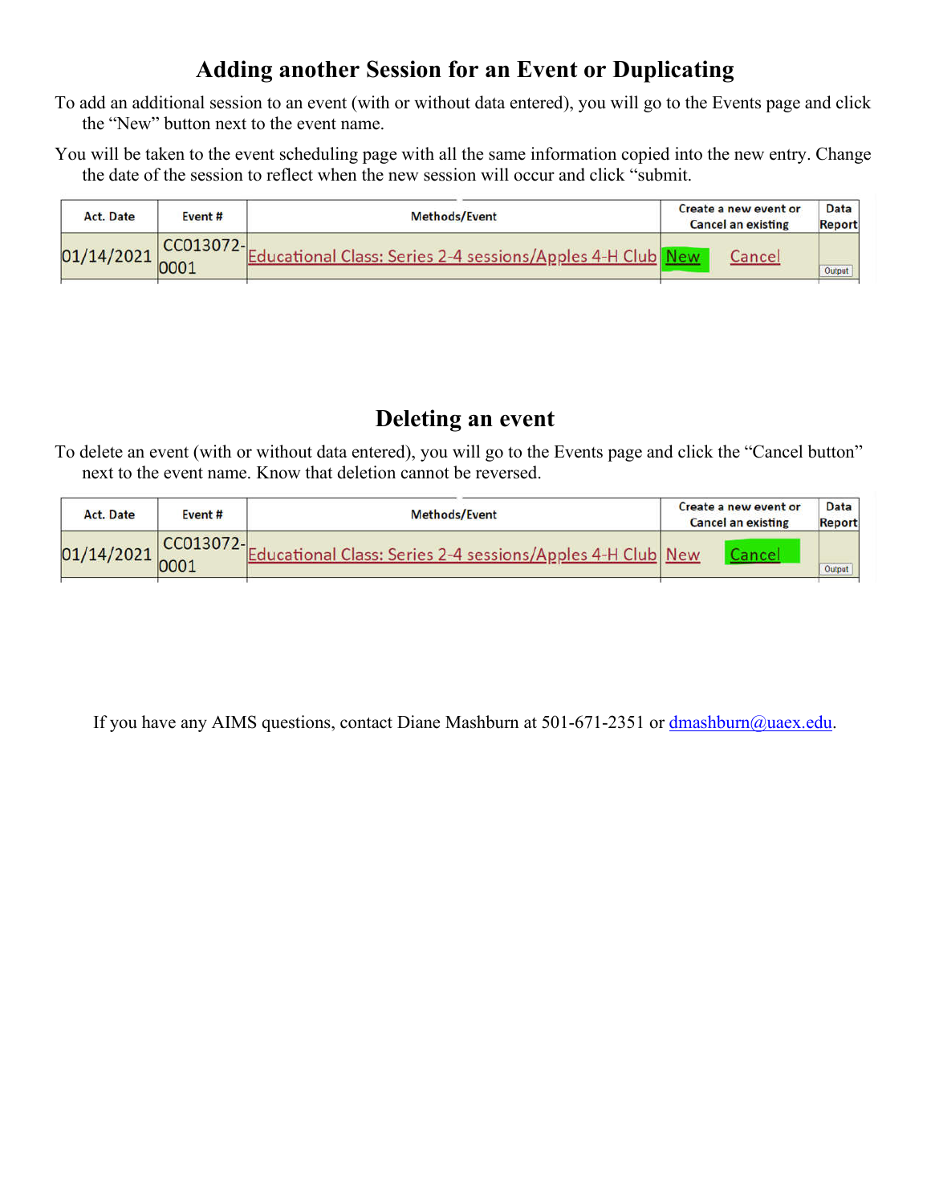## Adding another Session for an Event or Duplicating

To add an additional session to an event (with or without data entered), you will go to the Events page and click the "New" button next to the event name.

You will be taken to the event scheduling page with all the same information copied into the new entry. Change the date of the session to reflect when the new session will occur and click "submit.

| Act. Date | Event # | Methods/Event | Create a new event or Cancel an existing | Data Report |
|---|---|---|---|---|
| 01/14/2021 | CC013072-0001 | Educational Class: Series 2-4 sessions/Apples 4-H Club | New Cancel | Output |

## Deleting an event

To delete an event (with or without data entered), you will go to the Events page and click the "Cancel button" next to the event name. Know that deletion cannot be reversed.

| Act. Date | Event # | Methods/Event | Create a new event or Cancel an existing | Data Report |
|---|---|---|---|---|
| 01/14/2021 | CC013072-0001 | Educational Class: Series 2-4 sessions/Apples 4-H Club | New Cancel | Output |

If you have any AIMS questions, contact Diane Mashburn at 501-671-2351 or dmashburn@uaex.edu.